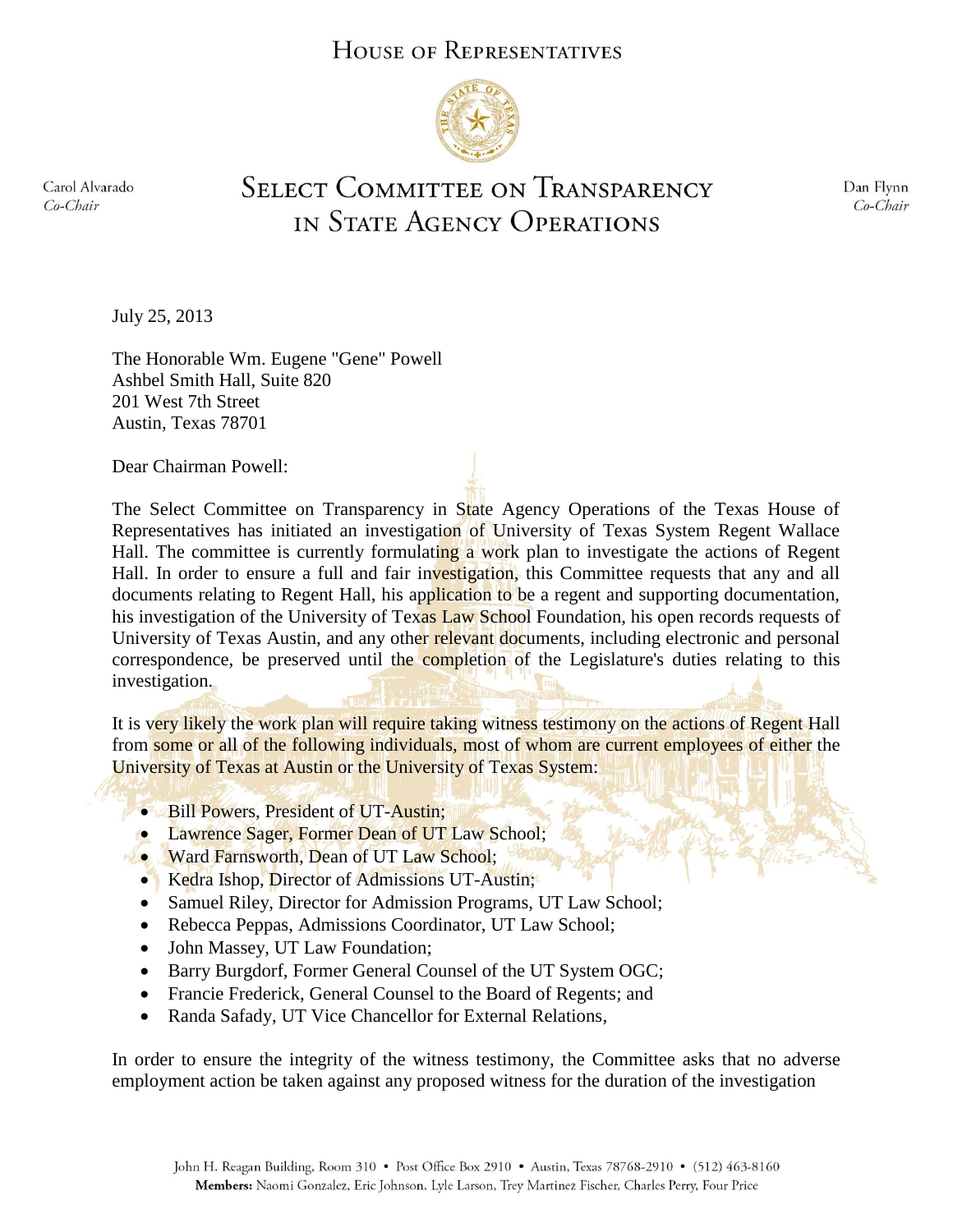# HOUSE OF REPRESENTATIVES

Carol Alvarado
*Co-Chair*

## SELECT COMMITTEE ON TRANSPARENCY IN STATE AGENCY OPERATIONS

Dan Flynn
*Co-Chair*

July 25, 2013

The Honorable Wm. Eugene "Gene" Powell
Ashbel Smith Hall, Suite 820
201 West 7th Street
Austin, Texas 78701

Dear Chairman Powell:

The Select Committee on Transparency in State Agency Operations of the Texas House of Representatives has initiated an investigation of University of Texas System Regent Wallace Hall. The committee is currently formulating a work plan to investigate the actions of Regent Hall. In order to ensure a full and fair investigation, this Committee requests that any and all documents relating to Regent Hall, his application to be a regent and supporting documentation, his investigation of the University of Texas Law School Foundation, his open records requests of University of Texas Austin, and any other relevant documents, including electronic and personal correspondence, be preserved until the completion of the Legislature's duties relating to this investigation.

It is very likely the work plan will require taking witness testimony on the actions of Regent Hall from some or all of the following individuals, most of whom are current employees of either the University of Texas at Austin or the University of Texas System:

- Bill Powers, President of UT-Austin;
- Lawrence Sager, Former Dean of UT Law School;
- Ward Farnsworth, Dean of UT Law School;
- Kedra Ishop, Director of Admissions UT-Austin;
- Samuel Riley, Director for Admission Programs, UT Law School;
- Rebecca Peppas, Admissions Coordinator, UT Law School;
- John Massey, UT Law Foundation;
- Barry Burgdorf, Former General Counsel of the UT System OGC;
- Francie Frederick, General Counsel to the Board of Regents; and
- Randa Safady, UT Vice Chancellor for External Relations,

In order to ensure the integrity of the witness testimony, the Committee asks that no adverse employment action be taken against any proposed witness for the duration of the investigation

John H. Reagan Building, Room 310 • Post Office Box 2910 • Austin, Texas 78768-2910 • (512) 463-8160
**Members:** Naomi Gonzalez, Eric Johnson, Lyle Larson, Trey Martinez Fischer, Charles Perry, Four Price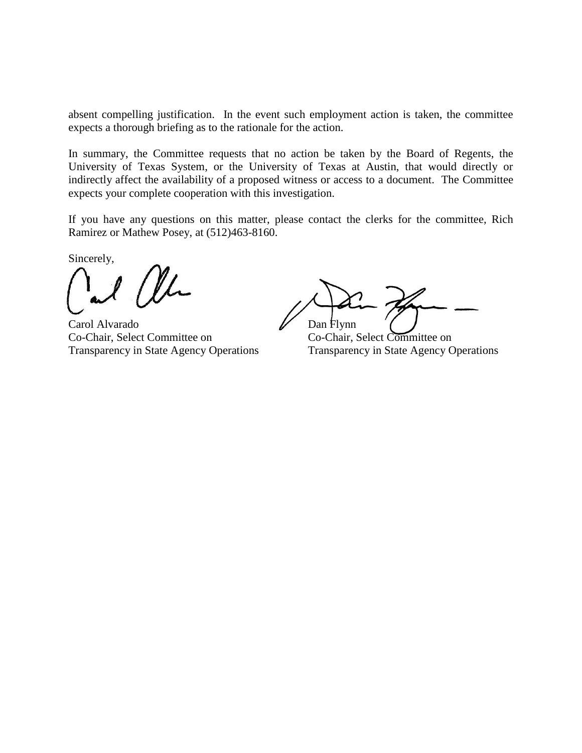absent compelling justification. In the event such employment action is taken, the committee expects a thorough briefing as to the rationale for the action.

In summary, the Committee requests that no action be taken by the Board of Regents, the University of Texas System, or the University of Texas at Austin, that would directly or indirectly affect the availability of a proposed witness or access to a document. The Committee expects your complete cooperation with this investigation.

If you have any questions on this matter, please contact the clerks for the committee, Rich Ramirez or Mathew Posey, at (512)463-8160.

Sincerely,

Carol Alvarado
Co-Chair, Select Committee on
Transparency in State Agency Operations

Dan Flynn
Co-Chair, Select Committee on
Transparency in State Agency Operations